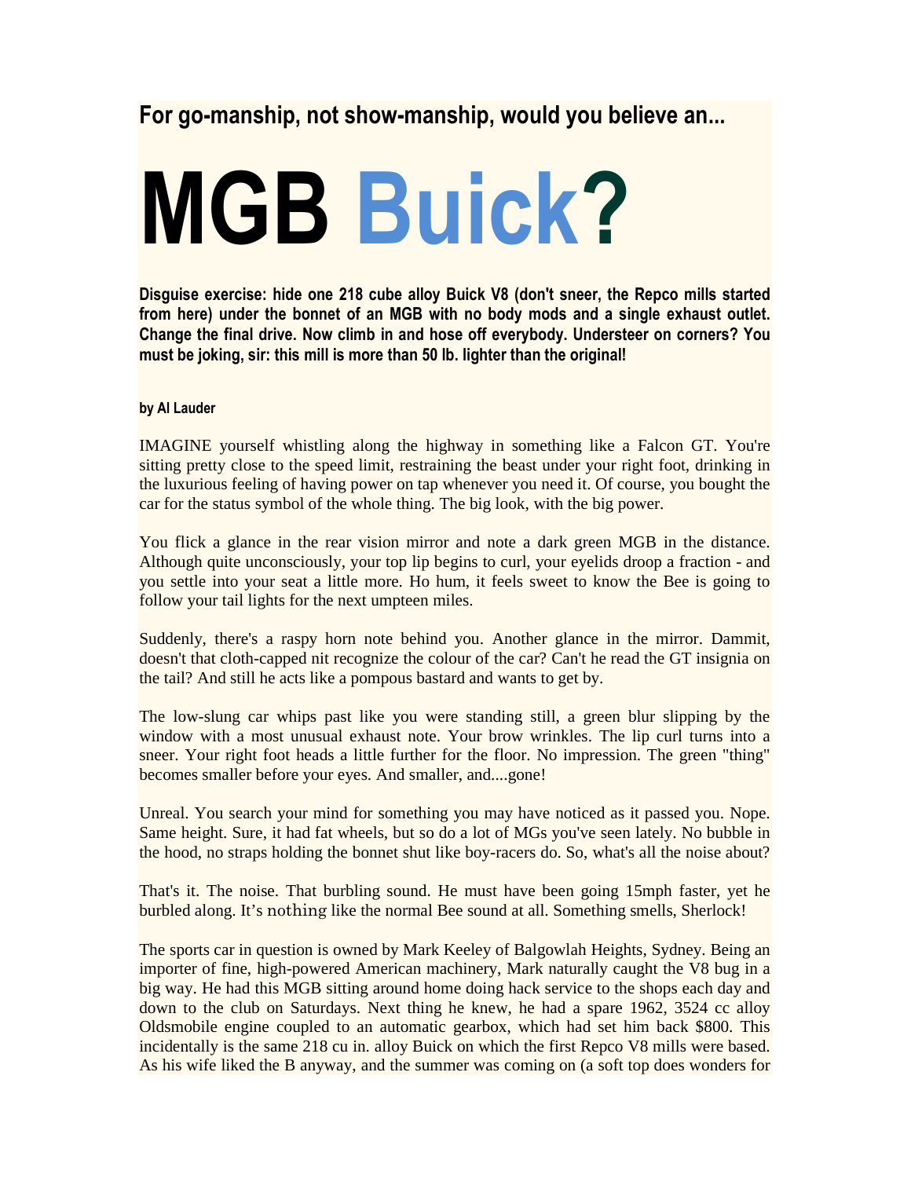**For go-manship, not show-manship, would you believe an...**

# MGB Buick?

**Disguise exercise: hide one 218 cube alloy Buick V8 (don't sneer, the Repco mills started from here) under the bonnet of an MGB with no body mods and a single exhaust outlet. Change the final drive. Now climb in and hose off everybody. Understeer on corners? You must be joking, sir: this mill is more than 50 lb. lighter than the original!**

**by Al Lauder**

IMAGINE yourself whistling along the highway in something like a Falcon GT. You're sitting pretty close to the speed limit, restraining the beast under your right foot, drinking in the luxurious feeling of having power on tap whenever you need it. Of course, you bought the car for the status symbol of the whole thing. The big look, with the big power.

You flick a glance in the rear vision mirror and note a dark green MGB in the distance. Although quite unconsciously, your top lip begins to curl, your eyelids droop a fraction - and you settle into your seat a little more. Ho hum, it feels sweet to know the Bee is going to follow your tail lights for the next umpteen miles.

Suddenly, there's a raspy horn note behind you. Another glance in the mirror. Dammit, doesn't that cloth-capped nit recognize the colour of the car? Can't he read the GT insignia on the tail? And still he acts like a pompous bastard and wants to get by.

The low-slung car whips past like you were standing still, a green blur slipping by the window with a most unusual exhaust note. Your brow wrinkles. The lip curl turns into a sneer. Your right foot heads a little further for the floor. No impression. The green "thing" becomes smaller before your eyes. And smaller, and....gone!

Unreal. You search your mind for something you may have noticed as it passed you. Nope. Same height. Sure, it had fat wheels, but so do a lot of MGs you've seen lately. No bubble in the hood, no straps holding the bonnet shut like boy-racers do. So, what's all the noise about?

That's it. The noise. That burbling sound. He must have been going 15mph faster, yet he burbled along. It's nothing like the normal Bee sound at all. Something smells, Sherlock!

The sports car in question is owned by Mark Keeley of Balgowlah Heights, Sydney. Being an importer of fine, high-powered American machinery, Mark naturally caught the V8 bug in a big way. He had this MGB sitting around home doing hack service to the shops each day and down to the club on Saturdays. Next thing he knew, he had a spare 1962, 3524 cc alloy Oldsmobile engine coupled to an automatic gearbox, which had set him back $800. This incidentally is the same 218 cu in. alloy Buick on which the first Repco V8 mills were based. As his wife liked the B anyway, and the summer was coming on (a soft top does wonders for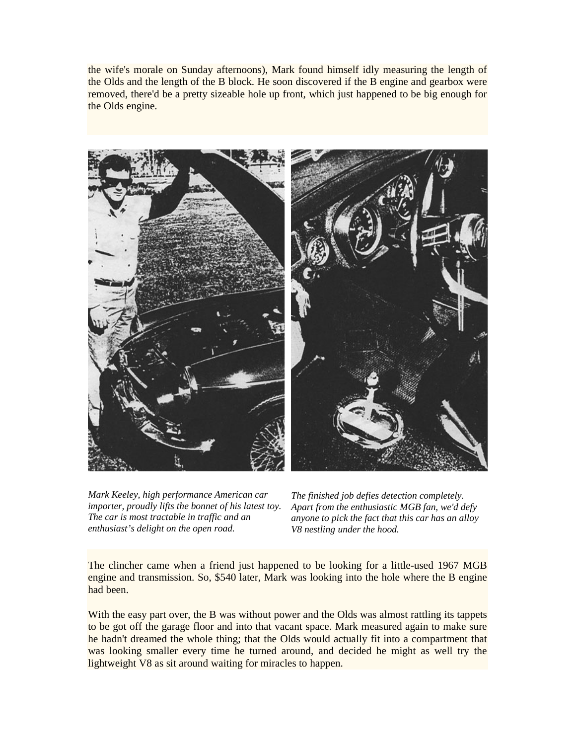the wife's morale on Sunday afternoons), Mark found himself idly measuring the length of the Olds and the length of the B block. He soon discovered if the B engine and gearbox were removed, there'd be a pretty sizeable hole up front, which just happened to be big enough for the Olds engine.

*Mark Keeley, high performance American car importer, proudly lifts the bonnet of his latest toy. The car is most tractable in traffic and an enthusiast's delight on the open road.*

*The finished job defies detection completely. Apart from the enthusiastic MGB fan, we'd defy anyone to pick the fact that this car has an alloy V8 nestling under the hood.*

The clincher came when a friend just happened to be looking for a little-used 1967 MGB engine and transmission. So, $540 later, Mark was looking into the hole where the B engine had been.

With the easy part over, the B was without power and the Olds was almost rattling its tappets to be got off the garage floor and into that vacant space. Mark measured again to make sure he hadn't dreamed the whole thing; that the Olds would actually fit into a compartment that was looking smaller every time he turned around, and decided he might as well try the lightweight V8 as sit around waiting for miracles to happen.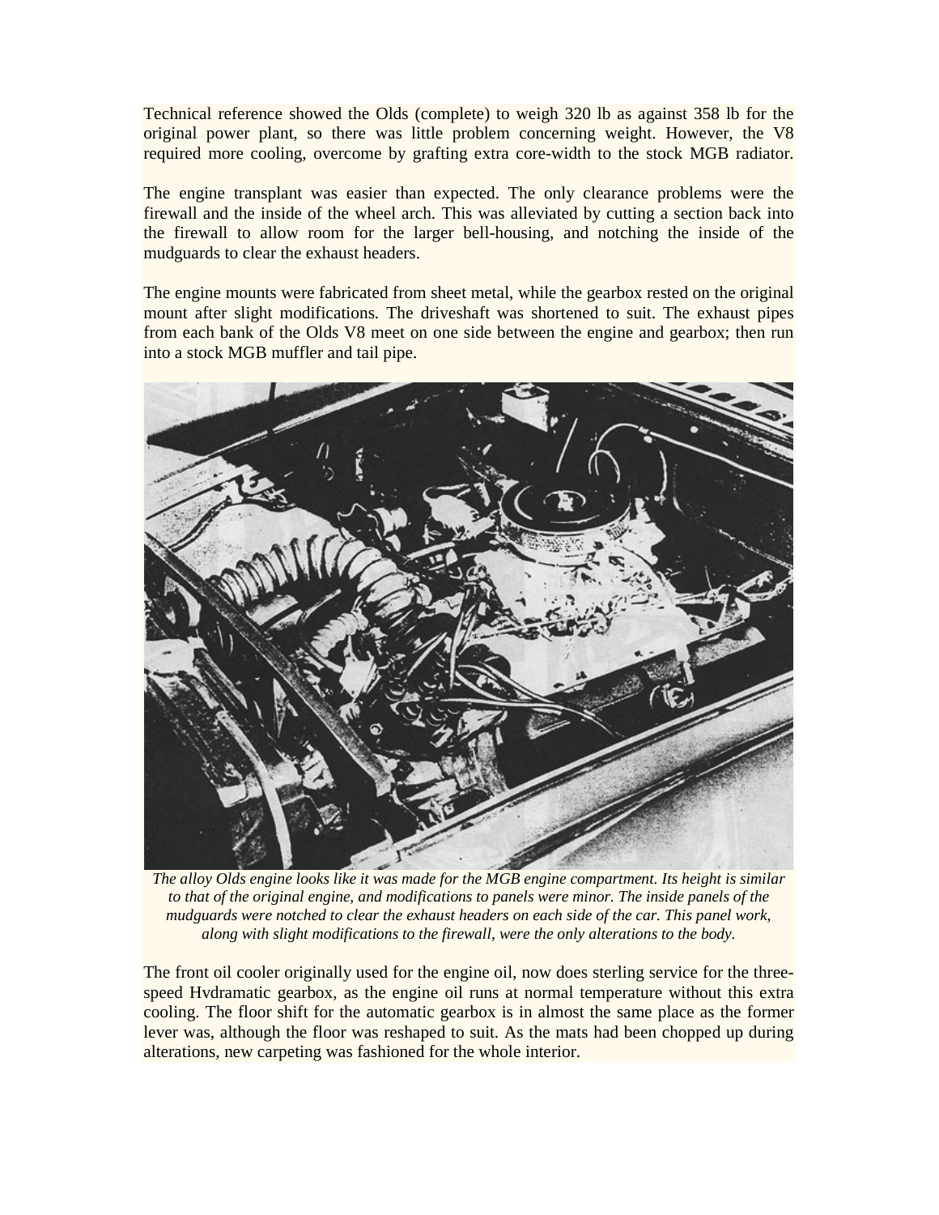Technical reference showed the Olds (complete) to weigh 320 lb as against 358 lb for the original power plant, so there was little problem concerning weight. However, the V8 required more cooling, overcome by grafting extra core-width to the stock MGB radiator.

The engine transplant was easier than expected. The only clearance problems were the firewall and the inside of the wheel arch. This was alleviated by cutting a section back into the firewall to allow room for the larger bell-housing, and notching the inside of the mudguards to clear the exhaust headers.

The engine mounts were fabricated from sheet metal, while the gearbox rested on the original mount after slight modifications. The driveshaft was shortened to suit. The exhaust pipes from each bank of the Olds V8 meet on one side between the engine and gearbox; then run into a stock MGB muffler and tail pipe.

*The alloy Olds engine looks like it was made for the MGB engine compartment. Its height is similar to that of the original engine, and modifications to panels were minor. The inside panels of the mudguards were notched to clear the exhaust headers on each side of the car. This panel work, along with slight modifications to the firewall, were the only alterations to the body.*

The front oil cooler originally used for the engine oil, now does sterling service for the three-speed Hvdramatic gearbox, as the engine oil runs at normal temperature without this extra cooling. The floor shift for the automatic gearbox is in almost the same place as the former lever was, although the floor was reshaped to suit. As the mats had been chopped up during alterations, new carpeting was fashioned for the whole interior.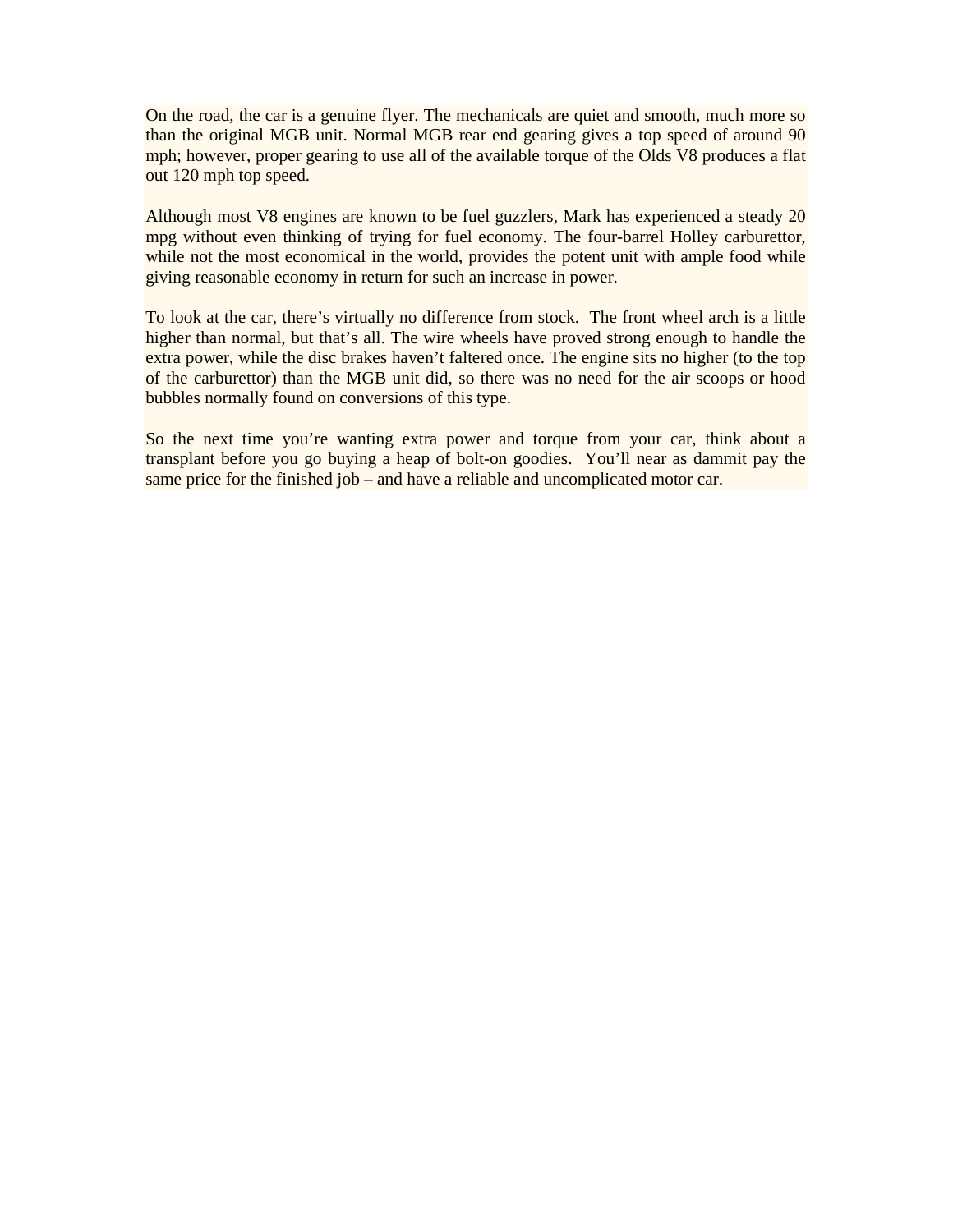On the road, the car is a genuine flyer. The mechanicals are quiet and smooth, much more so than the original MGB unit. Normal MGB rear end gearing gives a top speed of around 90 mph; however, proper gearing to use all of the available torque of the Olds V8 produces a flat out 120 mph top speed.

Although most V8 engines are known to be fuel guzzlers, Mark has experienced a steady 20 mpg without even thinking of trying for fuel economy. The four-barrel Holley carburettor, while not the most economical in the world, provides the potent unit with ample food while giving reasonable economy in return for such an increase in power.

To look at the car, there's virtually no difference from stock. The front wheel arch is a little higher than normal, but that's all. The wire wheels have proved strong enough to handle the extra power, while the disc brakes haven't faltered once. The engine sits no higher (to the top of the carburettor) than the MGB unit did, so there was no need for the air scoops or hood bubbles normally found on conversions of this type.

So the next time you're wanting extra power and torque from your car, think about a transplant before you go buying a heap of bolt-on goodies. You'll near as dammit pay the same price for the finished job – and have a reliable and uncomplicated motor car.